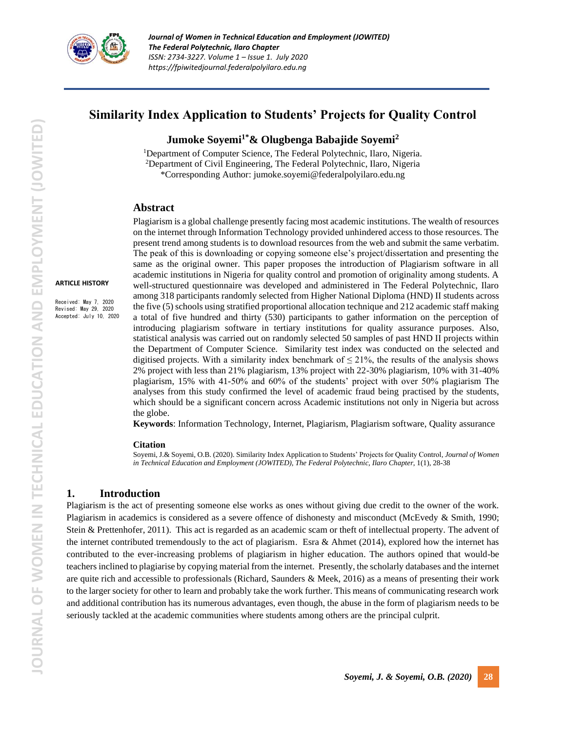# Similarity Index Application to Students' Projects for Quality Control

**Jumoke Soyemi[1*] & Olugbenga Babajide Soyemi[2]**

[1]Department of Computer Science, The Federal Polytechnic, Ilaro, Nigeria.
[2]Department of Civil Engineering, The Federal Polytechnic, Ilaro, Nigeria
*Corresponding Author: jumoke.soyemi@federalpolyilaro.edu.ng

**ARTICLE HISTORY**

Received: May 7, 2020
Revised: May 29, 2020
Accepted: July 10, 2020

## Abstract

Plagiarism is a global challenge presently facing most academic institutions. The wealth of resources on the internet through Information Technology provided unhindered access to those resources. The present trend among students is to download resources from the web and submit the same verbatim. The peak of this is downloading or copying someone else's project/dissertation and presenting the same as the original owner. This paper proposes the introduction of Plagiarism software in all academic institutions in Nigeria for quality control and promotion of originality among students. A well-structured questionnaire was developed and administered in The Federal Polytechnic, Ilaro among 318 participants randomly selected from Higher National Diploma (HND) II students across the five (5) schools using stratified proportional allocation technique and 212 academic staff making a total of five hundred and thirty (530) participants to gather information on the perception of introducing plagiarism software in tertiary institutions for quality assurance purposes. Also, statistical analysis was carried out on randomly selected 50 samples of past HND II projects within the Department of Computer Science. Similarity test index was conducted on the selected and digitised projects. With a similarity index benchmark of $\leq 21\%$, the results of the analysis shows 2% project with less than 21% plagiarism, 13% project with 22-30% plagiarism, 10% with 31-40% plagiarism, 15% with 41-50% and 60% of the students' project with over 50% plagiarism The analyses from this study confirmed the level of academic fraud being practised by the students, which should be a significant concern across Academic institutions not only in Nigeria but across the globe.

**Keywords**: Information Technology, Internet, Plagiarism, Plagiarism software, Quality assurance

**Citation**

Soyemi, J.& Soyemi, O.B. (2020). Similarity Index Application to Students' Projects for Quality Control, *Journal of Women in Technical Education and Employment (JOWITED), The Federal Polytechnic, Ilaro Chapter*, 1(1), 28-38

## 1. Introduction

Plagiarism is the act of presenting someone else works as ones without giving due credit to the owner of the work. Plagiarism in academics is considered as a severe offence of dishonesty and misconduct (McEvedy & Smith, 1990; Stein & Prettenhofer, 2011). This act is regarded as an academic scam or theft of intellectual property. The advent of the internet contributed tremendously to the act of plagiarism. Esra & Ahmet (2014), explored how the internet has contributed to the ever-increasing problems of plagiarism in higher education. The authors opined that would-be teachers inclined to plagiarise by copying material from the internet. Presently, the scholarly databases and the internet are quite rich and accessible to professionals (Richard, Saunders & Meek, 2016) as a means of presenting their work to the larger society for other to learn and probably take the work further. This means of communicating research work and additional contribution has its numerous advantages, even though, the abuse in the form of plagiarism needs to be seriously tackled at the academic communities where students among others are the principal culprit.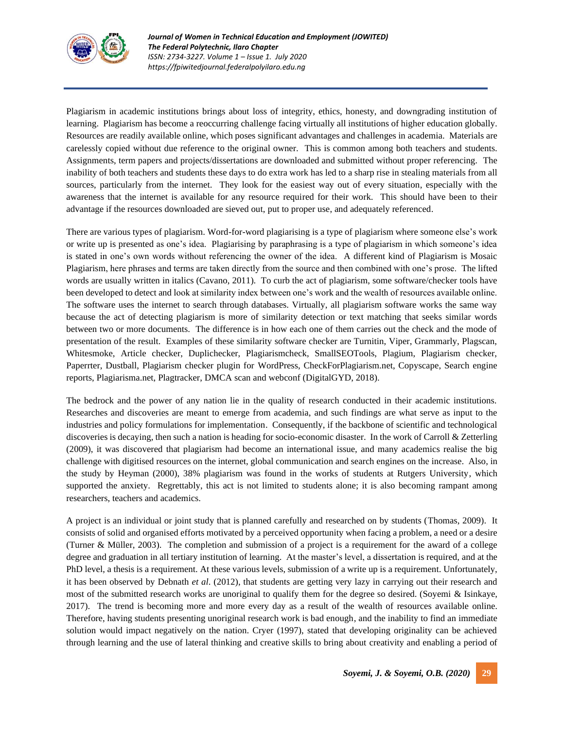Plagiarism in academic institutions brings about loss of integrity, ethics, honesty, and downgrading institution of learning. Plagiarism has become a reoccurring challenge facing virtually all institutions of higher education globally. Resources are readily available online, which poses significant advantages and challenges in academia. Materials are carelessly copied without due reference to the original owner. This is common among both teachers and students. Assignments, term papers and projects/dissertations are downloaded and submitted without proper referencing. The inability of both teachers and students these days to do extra work has led to a sharp rise in stealing materials from all sources, particularly from the internet. They look for the easiest way out of every situation, especially with the awareness that the internet is available for any resource required for their work. This should have been to their advantage if the resources downloaded are sieved out, put to proper use, and adequately referenced.

There are various types of plagiarism. Word-for-word plagiarising is a type of plagiarism where someone else's work or write up is presented as one's idea. Plagiarising by paraphrasing is a type of plagiarism in which someone's idea is stated in one's own words without referencing the owner of the idea. A different kind of Plagiarism is Mosaic Plagiarism, here phrases and terms are taken directly from the source and then combined with one's prose. The lifted words are usually written in italics (Cavano, 2011). To curb the act of plagiarism, some software/checker tools have been developed to detect and look at similarity index between one's work and the wealth of resources available online. The software uses the internet to search through databases. Virtually, all plagiarism software works the same way because the act of detecting plagiarism is more of similarity detection or text matching that seeks similar words between two or more documents. The difference is in how each one of them carries out the check and the mode of presentation of the result. Examples of these similarity software checker are Turnitin, Viper, Grammarly, Plagscan, Whitesmoke, Article checker, Duplichecker, Plagiarismcheck, SmallSEOTools, Plagium, Plagiarism checker, Paperrter, Dustball, Plagiarism checker plugin for WordPress, CheckForPlagiarism.net, Copyscape, Search engine reports, Plagiarisma.net, Plagtracker, DMCA scan and webconf (DigitalGYD, 2018).

The bedrock and the power of any nation lie in the quality of research conducted in their academic institutions. Researches and discoveries are meant to emerge from academia, and such findings are what serve as input to the industries and policy formulations for implementation. Consequently, if the backbone of scientific and technological discoveries is decaying, then such a nation is heading for socio-economic disaster. In the work of Carroll & Zetterling (2009), it was discovered that plagiarism had become an international issue, and many academics realise the big challenge with digitised resources on the internet, global communication and search engines on the increase. Also, in the study by Heyman (2000), 38% plagiarism was found in the works of students at Rutgers University, which supported the anxiety. Regrettably, this act is not limited to students alone; it is also becoming rampant among researchers, teachers and academics.

A project is an individual or joint study that is planned carefully and researched on by students (Thomas, 2009). It consists of solid and organised efforts motivated by a perceived opportunity when facing a problem, a need or a desire (Turner & Müller, 2003). The completion and submission of a project is a requirement for the award of a college degree and graduation in all tertiary institution of learning. At the master's level, a dissertation is required, and at the PhD level, a thesis is a requirement. At these various levels, submission of a write up is a requirement. Unfortunately, it has been observed by Debnath *et al*. (2012), that students are getting very lazy in carrying out their research and most of the submitted research works are unoriginal to qualify them for the degree so desired. (Soyemi & Isinkaye, 2017). The trend is becoming more and more every day as a result of the wealth of resources available online. Therefore, having students presenting unoriginal research work is bad enough, and the inability to find an immediate solution would impact negatively on the nation. Cryer (1997), stated that developing originality can be achieved through learning and the use of lateral thinking and creative skills to bring about creativity and enabling a period of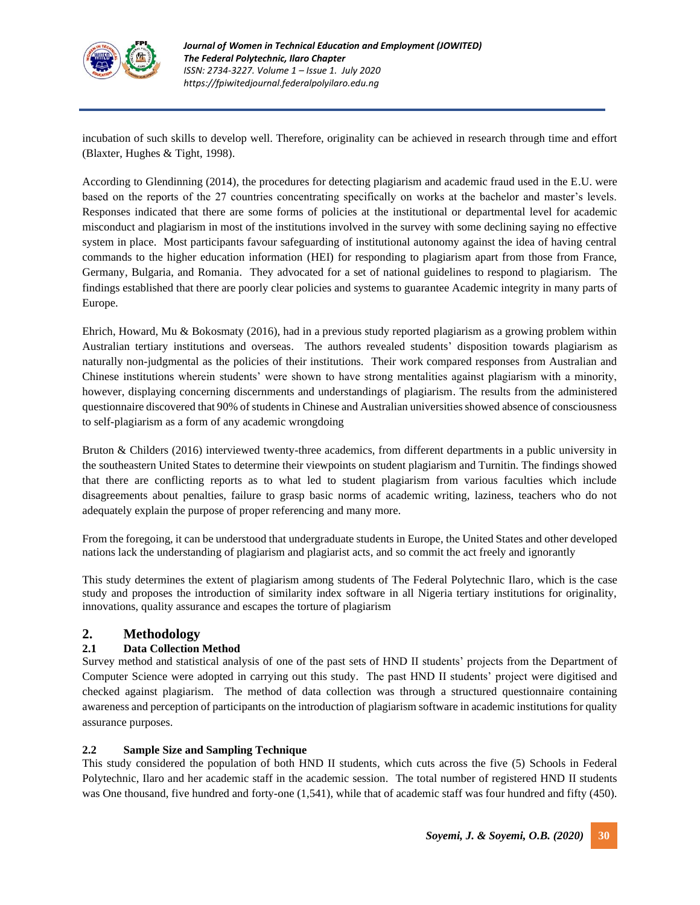incubation of such skills to develop well. Therefore, originality can be achieved in research through time and effort (Blaxter, Hughes & Tight, 1998).

According to Glendinning (2014), the procedures for detecting plagiarism and academic fraud used in the E.U. were based on the reports of the 27 countries concentrating specifically on works at the bachelor and master's levels. Responses indicated that there are some forms of policies at the institutional or departmental level for academic misconduct and plagiarism in most of the institutions involved in the survey with some declining saying no effective system in place. Most participants favour safeguarding of institutional autonomy against the idea of having central commands to the higher education information (HEI) for responding to plagiarism apart from those from France, Germany, Bulgaria, and Romania. They advocated for a set of national guidelines to respond to plagiarism. The findings established that there are poorly clear policies and systems to guarantee Academic integrity in many parts of Europe.

Ehrich, Howard, Mu & Bokosmaty (2016), had in a previous study reported plagiarism as a growing problem within Australian tertiary institutions and overseas. The authors revealed students' disposition towards plagiarism as naturally non-judgmental as the policies of their institutions. Their work compared responses from Australian and Chinese institutions wherein students' were shown to have strong mentalities against plagiarism with a minority, however, displaying concerning discernments and understandings of plagiarism. The results from the administered questionnaire discovered that 90% of students in Chinese and Australian universities showed absence of consciousness to self-plagiarism as a form of any academic wrongdoing

Bruton & Childers (2016) interviewed twenty-three academics, from different departments in a public university in the southeastern United States to determine their viewpoints on student plagiarism and Turnitin. The findings showed that there are conflicting reports as to what led to student plagiarism from various faculties which include disagreements about penalties, failure to grasp basic norms of academic writing, laziness, teachers who do not adequately explain the purpose of proper referencing and many more.

From the foregoing, it can be understood that undergraduate students in Europe, the United States and other developed nations lack the understanding of plagiarism and plagiarist acts, and so commit the act freely and ignorantly

This study determines the extent of plagiarism among students of The Federal Polytechnic Ilaro, which is the case study and proposes the introduction of similarity index software in all Nigeria tertiary institutions for originality, innovations, quality assurance and escapes the torture of plagiarism

## 2. Methodology

### 2.1 Data Collection Method

Survey method and statistical analysis of one of the past sets of HND II students' projects from the Department of Computer Science were adopted in carrying out this study. The past HND II students' project were digitised and checked against plagiarism. The method of data collection was through a structured questionnaire containing awareness and perception of participants on the introduction of plagiarism software in academic institutions for quality assurance purposes.

### 2.2 Sample Size and Sampling Technique

This study considered the population of both HND II students, which cuts across the five (5) Schools in Federal Polytechnic, Ilaro and her academic staff in the academic session. The total number of registered HND II students was One thousand, five hundred and forty-one (1,541), while that of academic staff was four hundred and fifty (450).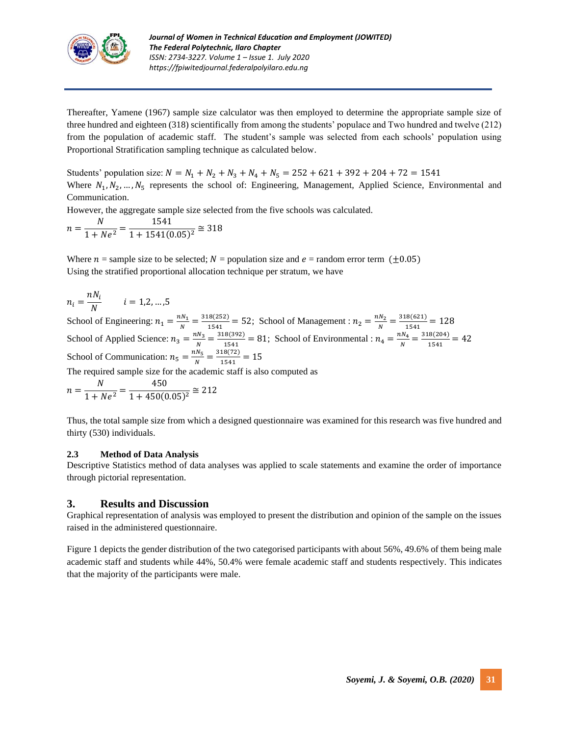Thereafter, Yamene (1967) sample size calculator was then employed to determine the appropriate sample size of three hundred and eighteen (318) scientifically from among the students' populace and Two hundred and twelve (212) from the population of academic staff. The student's sample was selected from each schools' population using Proportional Stratification sampling technique as calculated below.

Students' population size: $N = N_1 + N_2 + N_3 + N_4 + N_5 = 252 + 621 + 392 + 204 + 72 = 1541$

Where $N_1, N_2, \ldots, N_5$ represents the school of: Engineering, Management, Applied Science, Environmental and Communication.

However, the aggregate sample size selected from the five schools was calculated.

$$n = \frac{N}{1 + Ne^2} = \frac{1541}{1 + 1541(0.05)^2} \cong 318$$

Where $n$ = sample size to be selected; $N$ = population size and $e$ = random error term $(\pm 0.05)$

Using the stratified proportional allocation technique per stratum, we have

$$n_i = \frac{nN_i}{N} \qquad i = 1,2,\ldots,5$$

School of Engineering: $n_1 = \frac{nN_1}{N} = \frac{318(252)}{1541} = 52$; School of Management : $n_2 = \frac{nN_2}{N} = \frac{318(621)}{1541} = 128$

School of Applied Science: $n_3 = \frac{nN_3}{N} = \frac{318(392)}{1541} = 81$; School of Environmental : $n_4 = \frac{nN_4}{N} = \frac{318(204)}{1541} = 42$

School of Communication: $n_5 = \frac{nN_5}{N} = \frac{318(72)}{1541} = 15$

The required sample size for the academic staff is also computed as

$$n = \frac{N}{1 + Ne^2} = \frac{450}{1 + 450(0.05)^2} \cong 212$$

Thus, the total sample size from which a designed questionnaire was examined for this research was five hundred and thirty (530) individuals.

### 2.3 Method of Data Analysis

Descriptive Statistics method of data analyses was applied to scale statements and examine the order of importance through pictorial representation.

## 3. Results and Discussion

Graphical representation of analysis was employed to present the distribution and opinion of the sample on the issues raised in the administered questionnaire.

Figure 1 depicts the gender distribution of the two categorised participants with about 56%, 49.6% of them being male academic staff and students while 44%, 50.4% were female academic staff and students respectively. This indicates that the majority of the participants were male.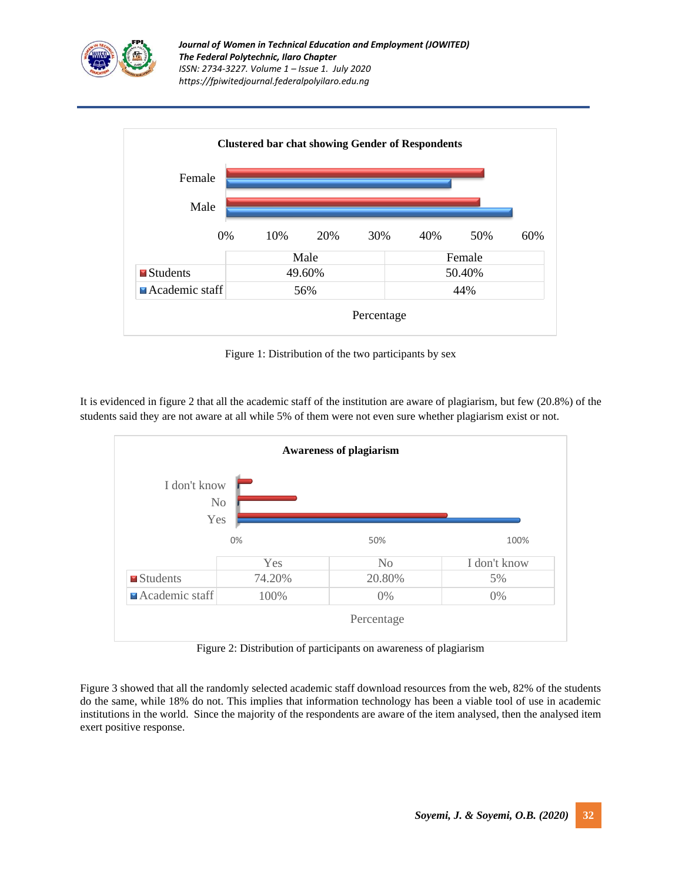**Clustered bar chat showing Gender of Respondents**

| | Male | Female |
|---|---|---|
| Students | 49.60% | 50.40% |
| Academic staff | 56% | 44% |

Percentage

Figure 1: Distribution of the two participants by sex

It is evidenced in figure 2 that all the academic staff of the institution are aware of plagiarism, but few (20.8%) of the students said they are not aware at all while 5% of them were not even sure whether plagiarism exist or not.

**Awareness of plagiarism**

| | Yes | No | I don't know |
|---|---|---|---|
| Students | 74.20% | 20.80% | 5% |
| Academic staff | 100% | 0% | 0% |

Percentage

Figure 2: Distribution of participants on awareness of plagiarism

Figure 3 showed that all the randomly selected academic staff download resources from the web, 82% of the students do the same, while 18% do not. This implies that information technology has been a viable tool of use in academic institutions in the world. Since the majority of the respondents are aware of the item analysed, then the analysed item exert positive response.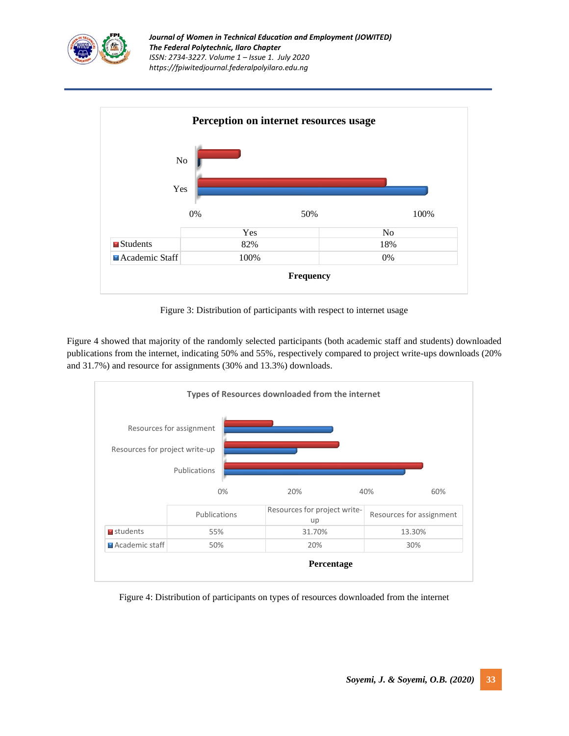**Perception on internet resources usage**

| | Yes | No |
|---|---|---|
| Students | 82% | 18% |
| Academic Staff | 100% | 0% |

**Frequency**

Figure 3: Distribution of participants with respect to internet usage

Figure 4 showed that majority of the randomly selected participants (both academic staff and students) downloaded publications from the internet, indicating 50% and 55%, respectively compared to project write-ups downloads (20% and 31.7%) and resource for assignments (30% and 13.3%) downloads.

**Types of Resources downloaded from the internet**

| | Publications | Resources for project write-up | Resources for assignment |
|---|---|---|---|
| students | 55% | 31.70% | 13.30% |
| Academic staff | 50% | 20% | 30% |

**Percentage**

Figure 4: Distribution of participants on types of resources downloaded from the internet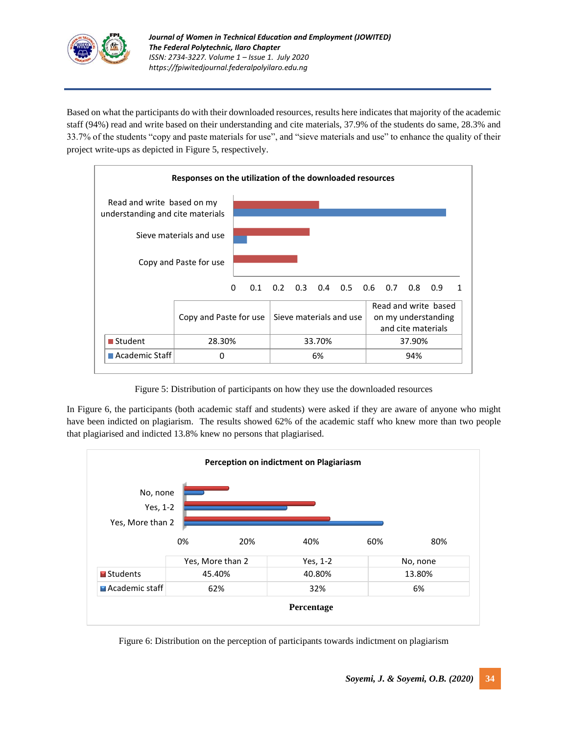Based on what the participants do with their downloaded resources, results here indicates that majority of the academic staff (94%) read and write based on their understanding and cite materials, 37.9% of the students do same, 28.3% and 33.7% of the students "copy and paste materials for use", and "sieve materials and use" to enhance the quality of their project write-ups as depicted in Figure 5, respectively.

**Responses on the utilization of the downloaded resources**

| | Copy and Paste for use | Sieve materials and use | Read and write based on my understanding and cite materials |
|---|---|---|---|
| Student | 28.30% | 33.70% | 37.90% |
| Academic Staff | 0 | 6% | 94% |

Figure 5: Distribution of participants on how they use the downloaded resources

In Figure 6, the participants (both academic staff and students) were asked if they are aware of anyone who might have been indicted on plagiarism. The results showed 62% of the academic staff who knew more than two people that plagiarised and indicted 13.8% knew no persons that plagiarised.

**Perception on indictment on Plagiarism**

| | Yes, More than 2 | Yes, 1-2 | No, none |
|---|---|---|---|
| Students | 45.40% | 40.80% | 13.80% |
| Academic staff | 62% | 32% | 6% |

**Percentage**

Figure 6: Distribution on the perception of participants towards indictment on plagiarism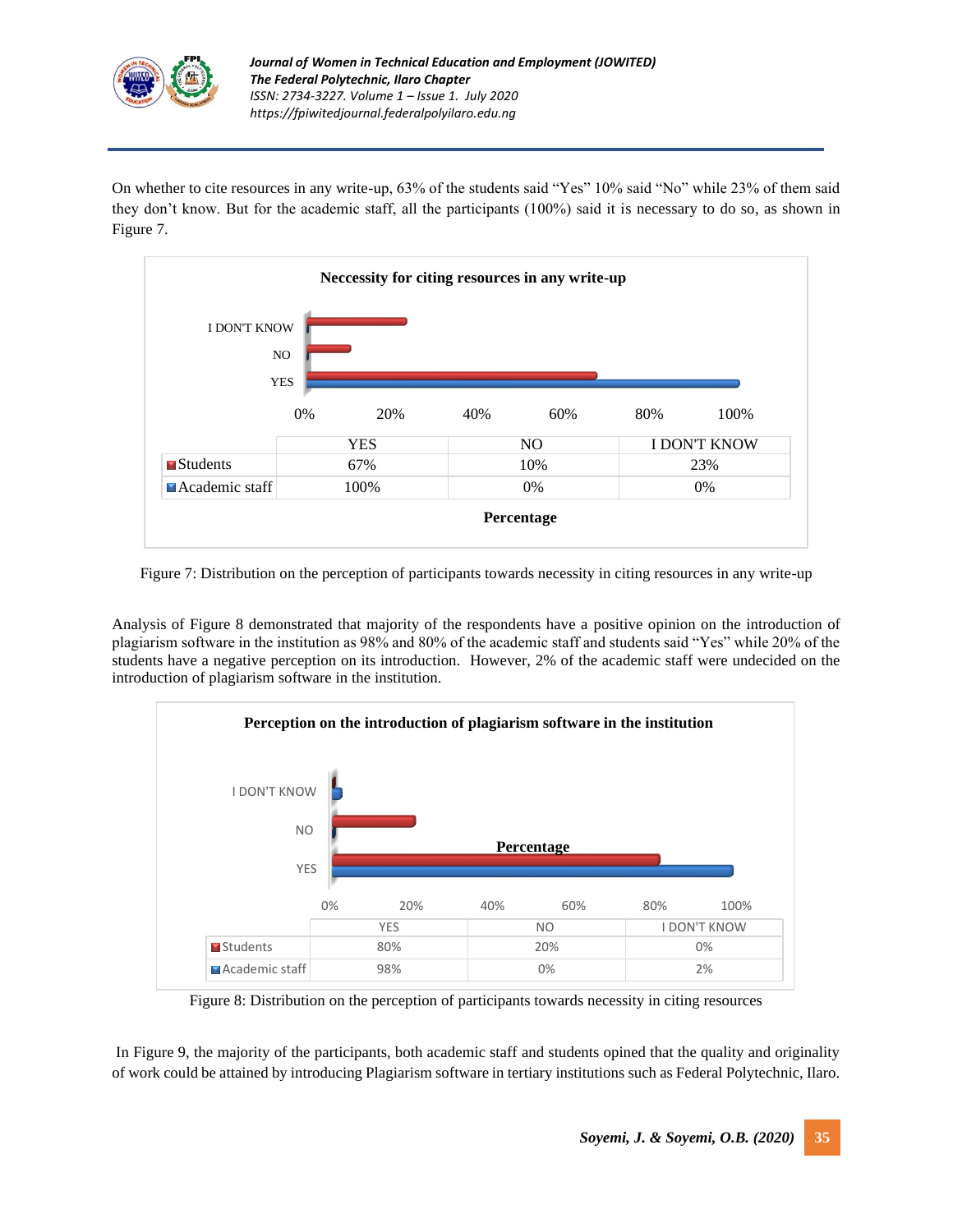On whether to cite resources in any write-up, 63% of the students said "Yes" 10% said "No" while 23% of them said they don't know. But for the academic staff, all the participants (100%) said it is necessary to do so, as shown in Figure 7.

**Neccessity for citing resources in any write-up**

| | YES | NO | I DON'T KNOW |
|---|---|---|---|
| Students | 67% | 10% | 23% |
| Academic staff | 100% | 0% | 0% |

Percentage

Figure 7: Distribution on the perception of participants towards necessity in citing resources in any write-up

Analysis of Figure 8 demonstrated that majority of the respondents have a positive opinion on the introduction of plagiarism software in the institution as 98% and 80% of the academic staff and students said "Yes" while 20% of the students have a negative perception on its introduction. However, 2% of the academic staff were undecided on the introduction of plagiarism software in the institution.

**Perception on the introduction of plagiarism software in the institution**

| | YES | NO | I DON'T KNOW |
|---|---|---|---|
| Students | 80% | 20% | 0% |
| Academic staff | 98% | 0% | 2% |

Percentage

Figure 8: Distribution on the perception of participants towards necessity in citing resources

In Figure 9, the majority of the participants, both academic staff and students opined that the quality and originality of work could be attained by introducing Plagiarism software in tertiary institutions such as Federal Polytechnic, Ilaro.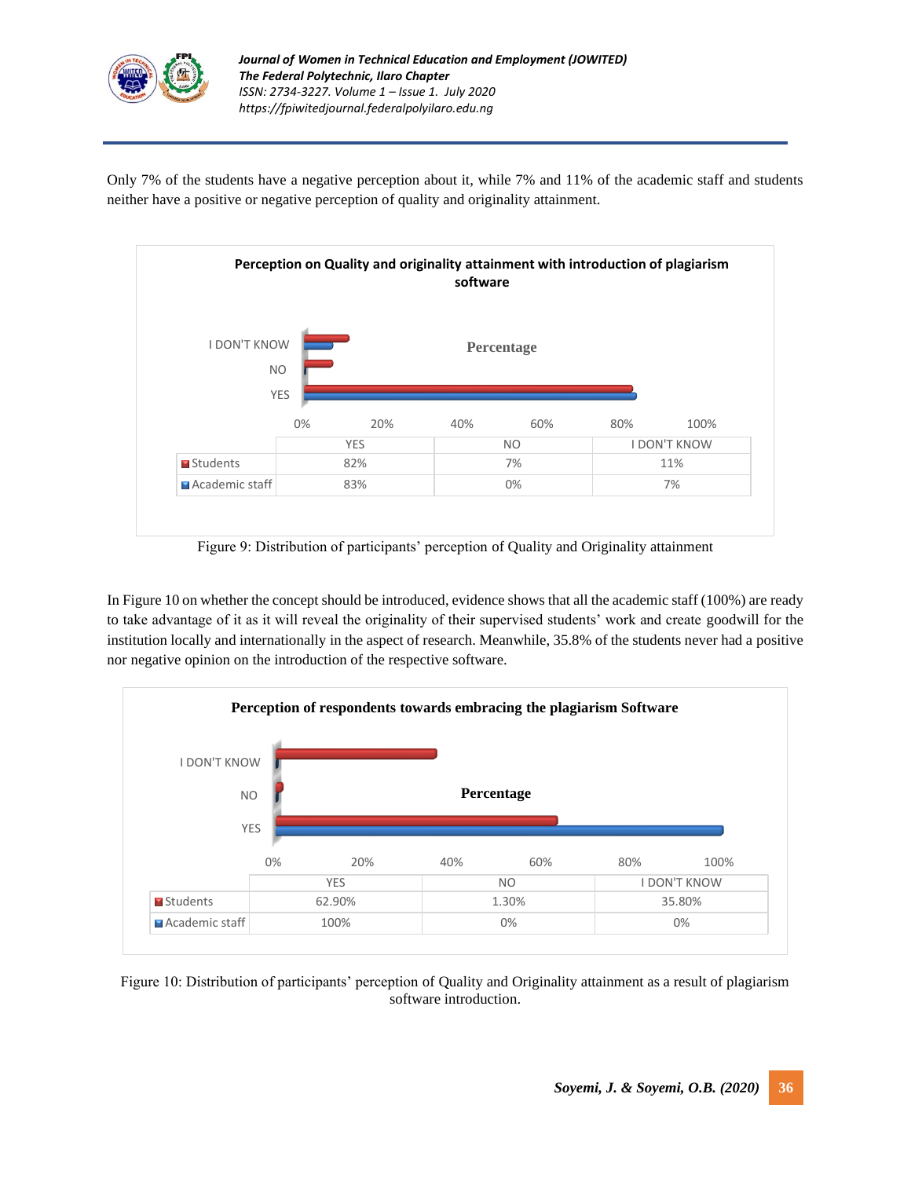Only 7% of the students have a negative perception about it, while 7% and 11% of the academic staff and students neither have a positive or negative perception of quality and originality attainment.

**Perception on Quality and originality attainment with introduction of plagiarism software**

| | YES | NO | I DON'T KNOW |
|---|---|---|---|
| Students | 82% | 7% | 11% |
| Academic staff | 83% | 0% | 7% |

Figure 9: Distribution of participants' perception of Quality and Originality attainment

In Figure 10 on whether the concept should be introduced, evidence shows that all the academic staff (100%) are ready to take advantage of it as it will reveal the originality of their supervised students' work and create goodwill for the institution locally and internationally in the aspect of research. Meanwhile, 35.8% of the students never had a positive nor negative opinion on the introduction of the respective software.

**Perception of respondents towards embracing the plagiarism Software**

| | YES | NO | I DON'T KNOW |
|---|---|---|---|
| Students | 62.90% | 1.30% | 35.80% |
| Academic staff | 100% | 0% | 0% |

Figure 10: Distribution of participants' perception of Quality and Originality attainment as a result of plagiarism software introduction.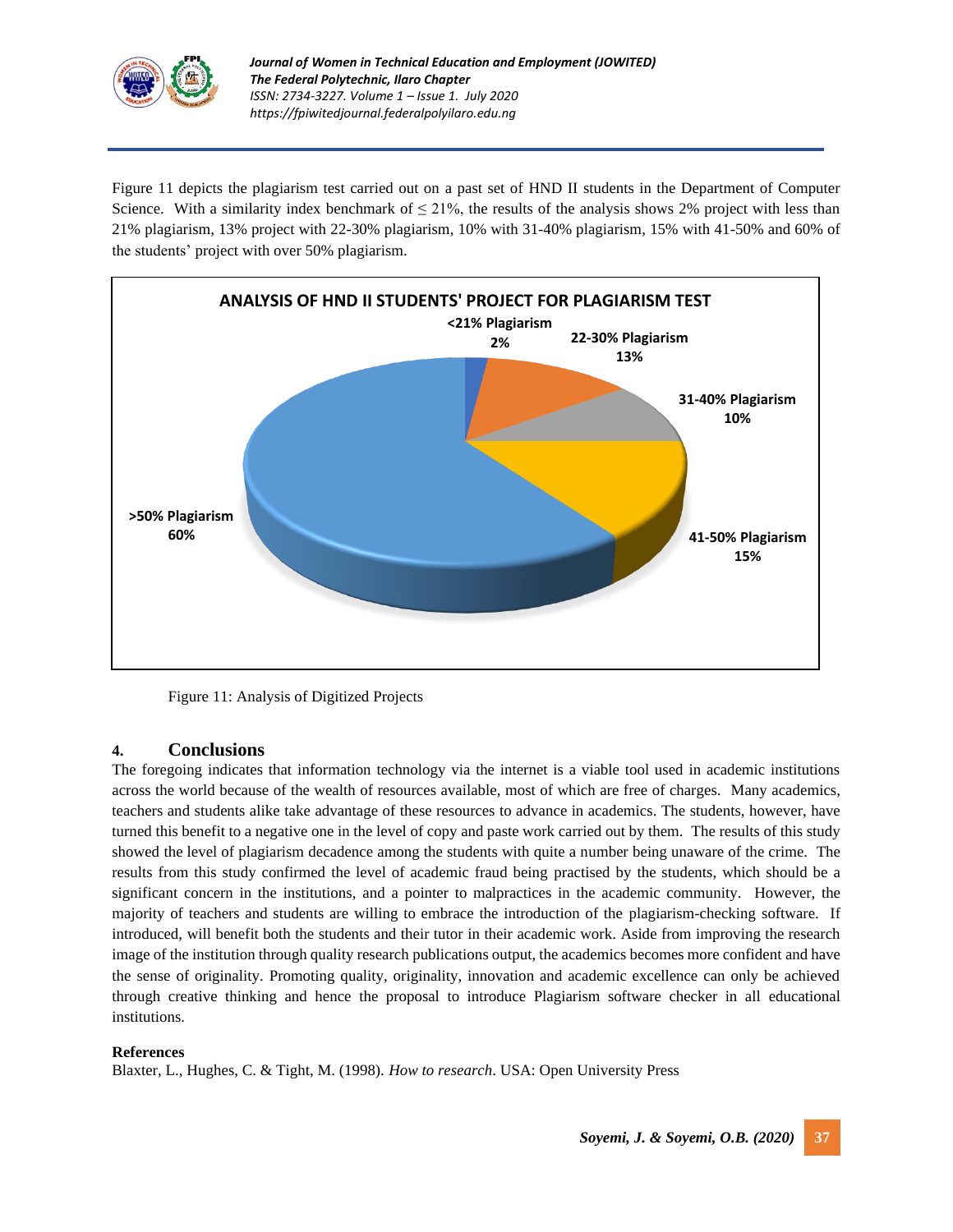Figure 11 depicts the plagiarism test carried out on a past set of HND II students in the Department of Computer Science. With a similarity index benchmark of ≤ 21%, the results of the analysis shows 2% project with less than 21% plagiarism, 13% project with 22-30% plagiarism, 10% with 31-40% plagiarism, 15% with 41-50% and 60% of the students' project with over 50% plagiarism.

Figure 11: Analysis of Digitized Projects

## 4. Conclusions

The foregoing indicates that information technology via the internet is a viable tool used in academic institutions across the world because of the wealth of resources available, most of which are free of charges. Many academics, teachers and students alike take advantage of these resources to advance in academics. The students, however, have turned this benefit to a negative one in the level of copy and paste work carried out by them. The results of this study showed the level of plagiarism decadence among the students with quite a number being unaware of the crime. The results from this study confirmed the level of academic fraud being practised by the students, which should be a significant concern in the institutions, and a pointer to malpractices in the academic community. However, the majority of teachers and students are willing to embrace the introduction of the plagiarism-checking software. If introduced, will benefit both the students and their tutor in their academic work. Aside from improving the research image of the institution through quality research publications output, the academics becomes more confident and have the sense of originality. Promoting quality, originality, innovation and academic excellence can only be achieved through creative thinking and hence the proposal to introduce Plagiarism software checker in all educational institutions.

**References**

Blaxter, L., Hughes, C. & Tight, M. (1998). *How to research*. USA: Open University Press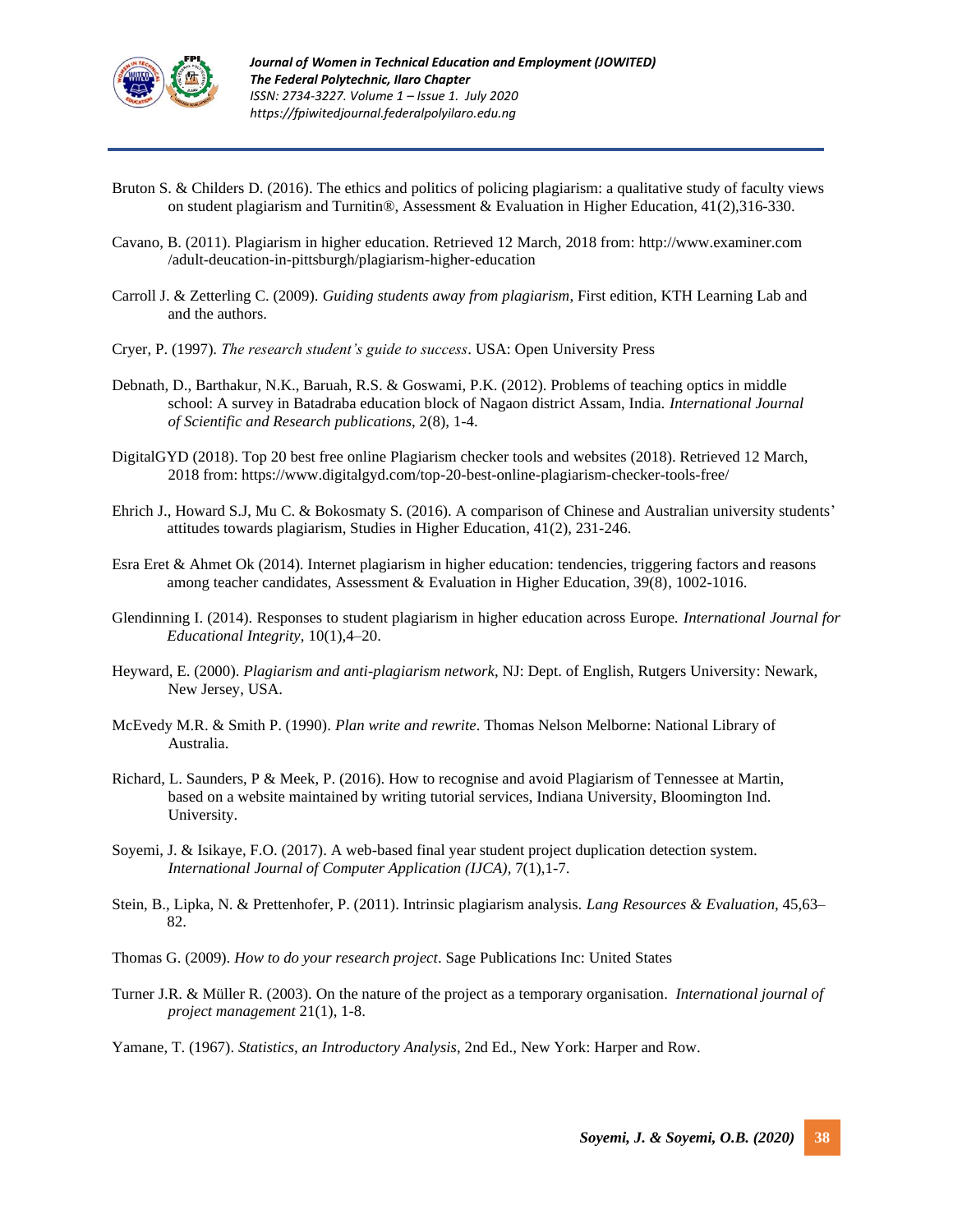Bruton S. & Childers D. (2016). The ethics and politics of policing plagiarism: a qualitative study of faculty views on student plagiarism and Turnitin®, Assessment & Evaluation in Higher Education, 41(2),316-330.

Cavano, B. (2011). Plagiarism in higher education. Retrieved 12 March, 2018 from: http://www.examiner.com /adult-deucation-in-pittsburgh/plagiarism-higher-education

Carroll J. & Zetterling C. (2009). *Guiding students away from plagiarism*, First edition, KTH Learning Lab and and the authors.

Cryer, P. (1997). *The research student's guide to success*. USA: Open University Press

Debnath, D., Barthakur, N.K., Baruah, R.S. & Goswami, P.K. (2012). Problems of teaching optics in middle school: A survey in Batadraba education block of Nagaon district Assam, India. *International Journal of Scientific and Research publications*, 2(8), 1-4.

DigitalGYD (2018). Top 20 best free online Plagiarism checker tools and websites (2018). Retrieved 12 March, 2018 from: https://www.digitalgyd.com/top-20-best-online-plagiarism-checker-tools-free/

Ehrich J., Howard S.J, Mu C. & Bokosmaty S. (2016). A comparison of Chinese and Australian university students' attitudes towards plagiarism, Studies in Higher Education, 41(2), 231-246.

Esra Eret & Ahmet Ok (2014). Internet plagiarism in higher education: tendencies, triggering factors and reasons among teacher candidates, Assessment & Evaluation in Higher Education, 39(8), 1002-1016.

Glendinning I. (2014). Responses to student plagiarism in higher education across Europe. *International Journal for Educational Integrity*, 10(1),4–20.

Heyward, E. (2000). *Plagiarism and anti-plagiarism network*, NJ: Dept. of English, Rutgers University: Newark, New Jersey, USA.

McEvedy M.R. & Smith P. (1990). *Plan write and rewrite*. Thomas Nelson Melborne: National Library of Australia.

Richard, L. Saunders, P & Meek, P. (2016). How to recognise and avoid Plagiarism of Tennessee at Martin, based on a website maintained by writing tutorial services, Indiana University, Bloomington Ind. University.

Soyemi, J. & Isikaye, F.O. (2017). A web-based final year student project duplication detection system. *International Journal of Computer Application (IJCA)*, 7(1),1-7.

Stein, B., Lipka, N. & Prettenhofer, P. (2011). Intrinsic plagiarism analysis. *Lang Resources & Evaluation*, 45,63–82.

Thomas G. (2009). *How to do your research project*. Sage Publications Inc: United States

Turner J.R. & Müller R. (2003). On the nature of the project as a temporary organisation. *International journal of project management* 21(1), 1-8.

Yamane, T. (1967). *Statistics, an Introductory Analysis*, 2nd Ed., New York: Harper and Row.